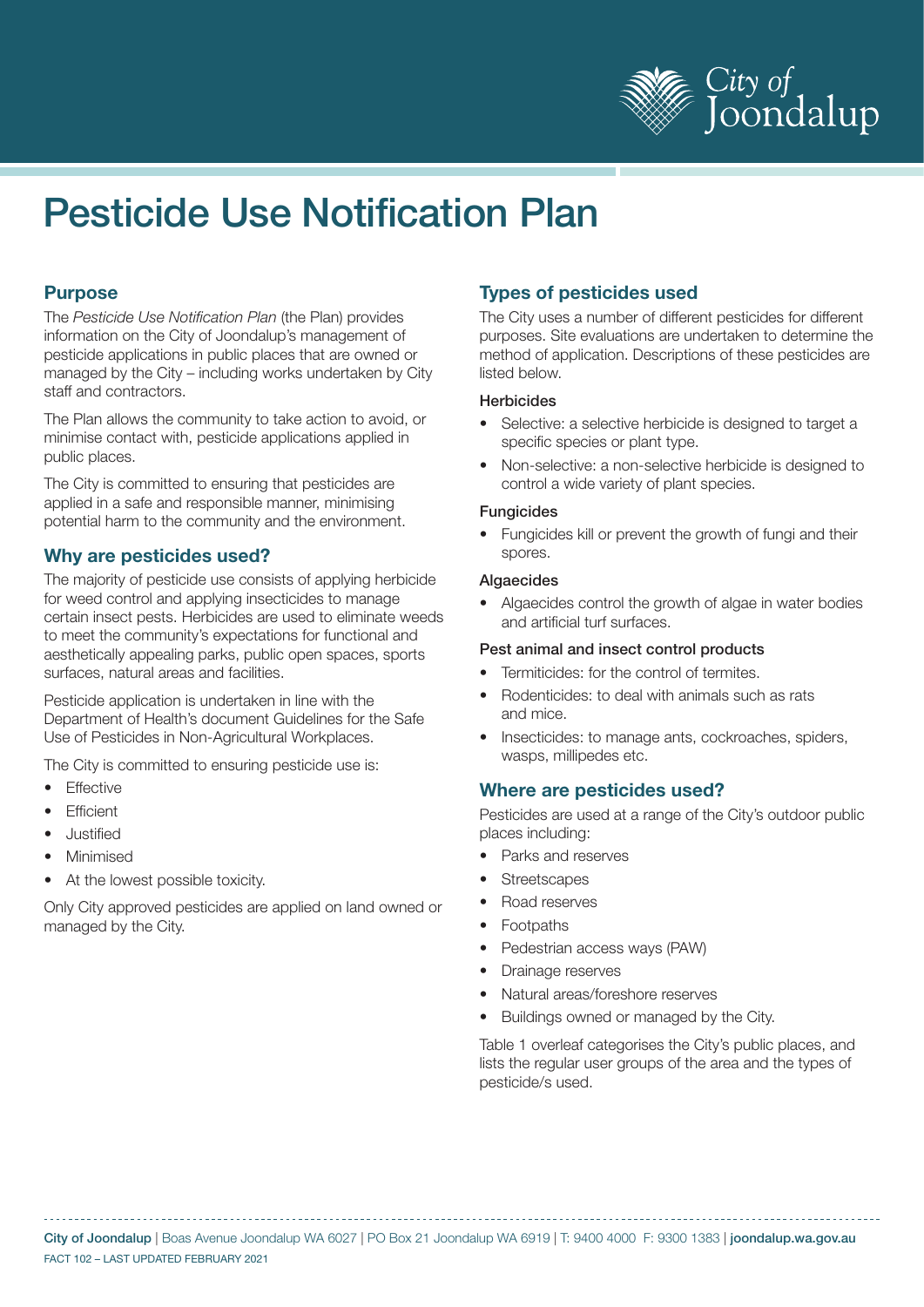# Pesticide Use Notification Plan

## Purpose

The *Pesticide Use Notification Plan* (the Plan) provides information on the City of Joondalup's management of pesticide applications in public places that are owned or managed by the City – including works undertaken by City staff and contractors.

The Plan allows the community to take action to avoid, or minimise contact with, pesticide applications applied in public places.

The City is committed to ensuring that pesticides are applied in a safe and responsible manner, minimising potential harm to the community and the environment.

## Why are pesticides used?

The majority of pesticide use consists of applying herbicide for weed control and applying insecticides to manage certain insect pests. Herbicides are used to eliminate weeds to meet the community's expectations for functional and aesthetically appealing parks, public open spaces, sports surfaces, natural areas and facilities.

Pesticide application is undertaken in line with the Department of Health's document Guidelines for the Safe Use of Pesticides in Non-Agricultural Workplaces.

The City is committed to ensuring pesticide use is:

- Effective
- Efficient
- Justified
- Minimised
- At the lowest possible toxicity.

Only City approved pesticides are applied on land owned or managed by the City.

## Types of pesticides used

The City uses a number of different pesticides for different purposes. Site evaluations are undertaken to determine the method of application. Descriptions of these pesticides are listed below.

### Herbicides

- Selective: a selective herbicide is designed to target a specific species or plant type.
- Non-selective: a non-selective herbicide is designed to control a wide variety of plant species.

### Fungicides

- Fungicides kill or prevent the growth of fungi and their spores.

### Algaecides

- Algaecides control the growth of algae in water bodies and artificial turf surfaces.

### Pest animal and insect control products

- Termiticides: for the control of termites.
- Rodenticides: to deal with animals such as rats and mice.
- Insecticides: to manage ants, cockroaches, spiders, wasps, millipedes etc.

## Where are pesticides used?

Pesticides are used at a range of the City's outdoor public places including:

- Parks and reserves
- Streetscapes
- Road reserves
- Footpaths
- Pedestrian access ways (PAW)
- Drainage reserves
- Natural areas/foreshore reserves
- Buildings owned or managed by the City.

Table 1 overleaf categorises the City's public places, and lists the regular user groups of the area and the types of pesticide/s used.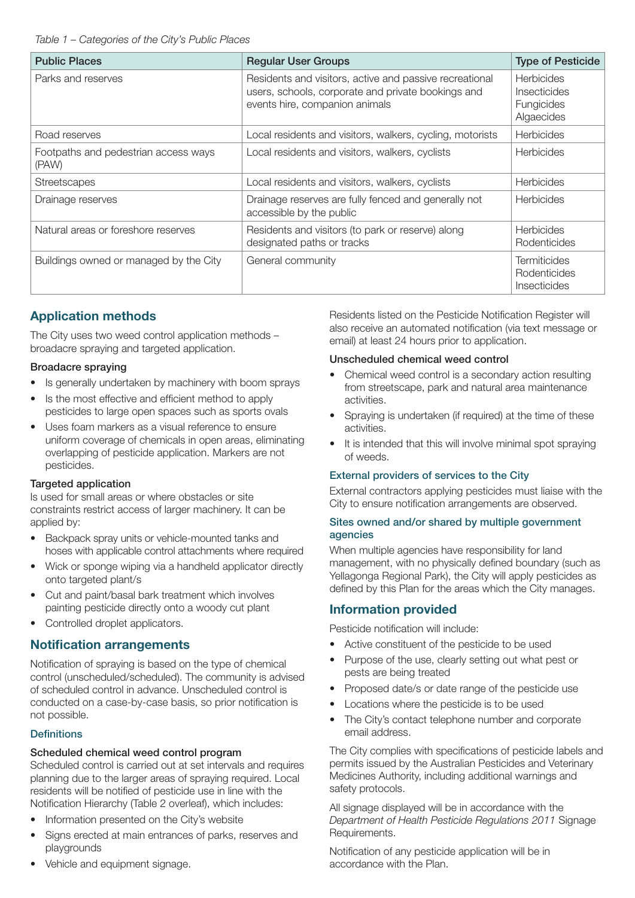*Table 1 – Categories of the City's Public Places*

| Public Places | Regular User Groups | Type of Pesticide |
| --- | --- | --- |
| Parks and reserves | Residents and visitors, active and passive recreational users, schools, corporate and private bookings and events hire, companion animals | Herbicides<br>Insecticides<br>Fungicides<br>Algaecides |
| Road reserves | Local residents and visitors, walkers, cycling, motorists | Herbicides |
| Footpaths and pedestrian access ways (PAW) | Local residents and visitors, walkers, cyclists | Herbicides |
| Streetscapes | Local residents and visitors, walkers, cyclists | Herbicides |
| Drainage reserves | Drainage reserves are fully fenced and generally not accessible by the public | Herbicides |
| Natural areas or foreshore reserves | Residents and visitors (to park or reserve) along designated paths or tracks | Herbicides<br>Rodenticides |
| Buildings owned or managed by the City | General community | Termiticides<br>Rodenticides<br>Insecticides |

## Application methods

The City uses two weed control application methods – broadacre spraying and targeted application.

**Broadacre spraying**

- Is generally undertaken by machinery with boom sprays
- Is the most effective and efficient method to apply pesticides to large open spaces such as sports ovals
- Uses foam markers as a visual reference to ensure uniform coverage of chemicals in open areas, eliminating overlapping of pesticide application. Markers are not pesticides.

**Targeted application**

Is used for small areas or where obstacles or site constraints restrict access of larger machinery. It can be applied by:

- Backpack spray units or vehicle-mounted tanks and hoses with applicable control attachments where required
- Wick or sponge wiping via a handheld applicator directly onto targeted plant/s
- Cut and paint/basal bark treatment which involves painting pesticide directly onto a woody cut plant
- Controlled droplet applicators.

## Notification arrangements

Notification of spraying is based on the type of chemical control (unscheduled/scheduled). The community is advised of scheduled control in advance. Unscheduled control is conducted on a case-by-case basis, so prior notification is not possible.

### Definitions

**Scheduled chemical weed control program**

Scheduled control is carried out at set intervals and requires planning due to the larger areas of spraying required. Local residents will be notified of pesticide use in line with the Notification Hierarchy (Table 2 overleaf), which includes:

- Information presented on the City's website
- Signs erected at main entrances of parks, reserves and playgrounds
- Vehicle and equipment signage.

Residents listed on the Pesticide Notification Register will also receive an automated notification (via text message or email) at least 24 hours prior to application.

**Unscheduled chemical weed control**

- Chemical weed control is a secondary action resulting from streetscape, park and natural area maintenance activities.
- Spraying is undertaken (if required) at the time of these activities.
- It is intended that this will involve minimal spot spraying of weeds.

### External providers of services to the City

External contractors applying pesticides must liaise with the City to ensure notification arrangements are observed.

### Sites owned and/or shared by multiple government agencies

When multiple agencies have responsibility for land management, with no physically defined boundary (such as Yellagonga Regional Park), the City will apply pesticides as defined by this Plan for the areas which the City manages.

## Information provided

Pesticide notification will include:

- Active constituent of the pesticide to be used
- Purpose of the use, clearly setting out what pest or pests are being treated
- Proposed date/s or date range of the pesticide use
- Locations where the pesticide is to be used
- The City's contact telephone number and corporate email address.

The City complies with specifications of pesticide labels and permits issued by the Australian Pesticides and Veterinary Medicines Authority, including additional warnings and safety protocols.

All signage displayed will be in accordance with the *Department of Health Pesticide Regulations 2011* Signage Requirements.

Notification of any pesticide application will be in accordance with the Plan.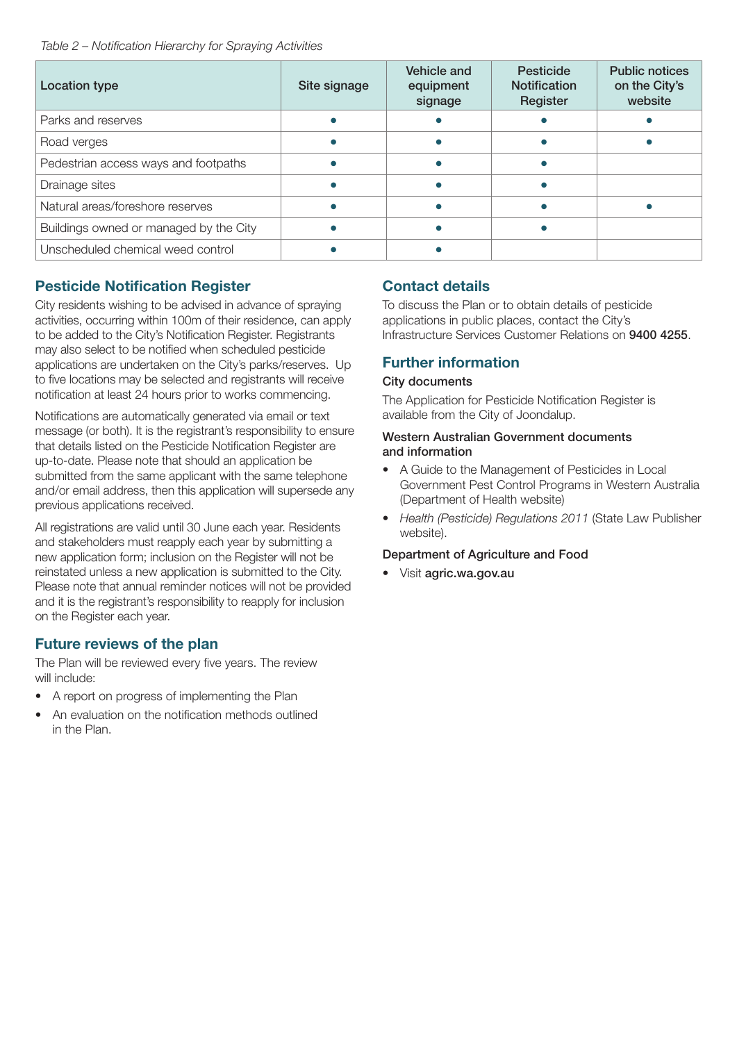*Table 2 – Notification Hierarchy for Spraying Activities*

| Location type | Site signage | Vehicle and equipment signage | Pesticide Notification Register | Public notices on the City's website |
| --- | --- | --- | --- | --- |
| Parks and reserves | • | • | • | • |
| Road verges | • | • | • | • |
| Pedestrian access ways and footpaths | • | • | • | |
| Drainage sites | • | • | • | |
| Natural areas/foreshore reserves | • | • | • | • |
| Buildings owned or managed by the City | • | • | • | |
| Unscheduled chemical weed control | • | • | | |

## Pesticide Notification Register

City residents wishing to be advised in advance of spraying activities, occurring within 100m of their residence, can apply to be added to the City's Notification Register. Registrants may also select to be notified when scheduled pesticide applications are undertaken on the City's parks/reserves. Up to five locations may be selected and registrants will receive notification at least 24 hours prior to works commencing.

Notifications are automatically generated via email or text message (or both). It is the registrant's responsibility to ensure that details listed on the Pesticide Notification Register are up-to-date. Please note that should an application be submitted from the same applicant with the same telephone and/or email address, then this application will supersede any previous applications received.

All registrations are valid until 30 June each year. Residents and stakeholders must reapply each year by submitting a new application form; inclusion on the Register will not be reinstated unless a new application is submitted to the City. Please note that annual reminder notices will not be provided and it is the registrant's responsibility to reapply for inclusion on the Register each year.

## Future reviews of the plan

The Plan will be reviewed every five years. The review will include:

- A report on progress of implementing the Plan
- An evaluation on the notification methods outlined in the Plan.

## Contact details

To discuss the Plan or to obtain details of pesticide applications in public places, contact the City's Infrastructure Services Customer Relations on **9400 4255**.

## Further information

### City documents

The Application for Pesticide Notification Register is available from the City of Joondalup.

### Western Australian Government documents and information

- A Guide to the Management of Pesticides in Local Government Pest Control Programs in Western Australia (Department of Health website)
- *Health (Pesticide) Regulations 2011* (State Law Publisher website).

### Department of Agriculture and Food

- Visit **agric.wa.gov.au**